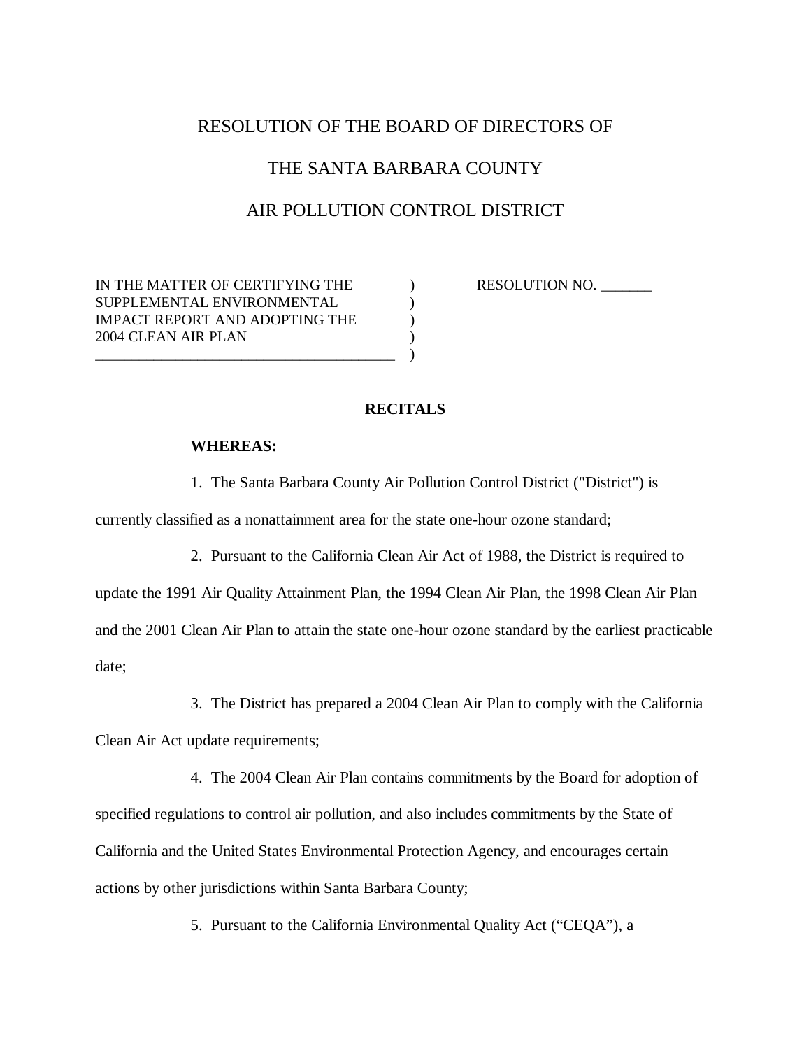# RESOLUTION OF THE BOARD OF DIRECTORS OF

# THE SANTA BARBARA COUNTY

# AIR POLLUTION CONTROL DISTRICT

| | | |
|---|---|---|
| IN THE MATTER OF CERTIFYING THE SUPPLEMENTAL ENVIRONMENTAL IMPACT REPORT AND ADOPTING THE 2004 CLEAN AIR PLAN | ) | RESOLUTION NO. _______ |

## RECITALS

**WHEREAS:**

1. The Santa Barbara County Air Pollution Control District ("District") is currently classified as a nonattainment area for the state one-hour ozone standard;

2. Pursuant to the California Clean Air Act of 1988, the District is required to update the 1991 Air Quality Attainment Plan, the 1994 Clean Air Plan, the 1998 Clean Air Plan and the 2001 Clean Air Plan to attain the state one-hour ozone standard by the earliest practicable date;

3. The District has prepared a 2004 Clean Air Plan to comply with the California Clean Air Act update requirements;

4. The 2004 Clean Air Plan contains commitments by the Board for adoption of specified regulations to control air pollution, and also includes commitments by the State of California and the United States Environmental Protection Agency, and encourages certain actions by other jurisdictions within Santa Barbara County;

5. Pursuant to the California Environmental Quality Act ("CEQA"), a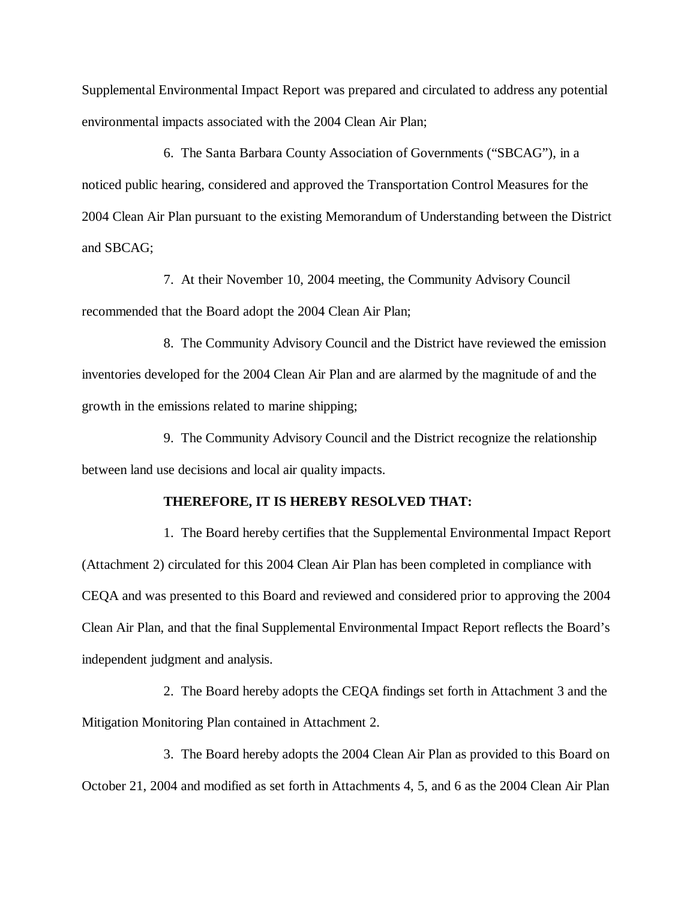Supplemental Environmental Impact Report was prepared and circulated to address any potential environmental impacts associated with the 2004 Clean Air Plan;

6. The Santa Barbara County Association of Governments ("SBCAG"), in a noticed public hearing, considered and approved the Transportation Control Measures for the 2004 Clean Air Plan pursuant to the existing Memorandum of Understanding between the District and SBCAG;

7. At their November 10, 2004 meeting, the Community Advisory Council recommended that the Board adopt the 2004 Clean Air Plan;

8. The Community Advisory Council and the District have reviewed the emission inventories developed for the 2004 Clean Air Plan and are alarmed by the magnitude of and the growth in the emissions related to marine shipping;

9. The Community Advisory Council and the District recognize the relationship between land use decisions and local air quality impacts.

**THEREFORE, IT IS HEREBY RESOLVED THAT:**

1. The Board hereby certifies that the Supplemental Environmental Impact Report (Attachment 2) circulated for this 2004 Clean Air Plan has been completed in compliance with CEQA and was presented to this Board and reviewed and considered prior to approving the 2004 Clean Air Plan, and that the final Supplemental Environmental Impact Report reflects the Board's independent judgment and analysis.

2. The Board hereby adopts the CEQA findings set forth in Attachment 3 and the Mitigation Monitoring Plan contained in Attachment 2.

3. The Board hereby adopts the 2004 Clean Air Plan as provided to this Board on October 21, 2004 and modified as set forth in Attachments 4, 5, and 6 as the 2004 Clean Air Plan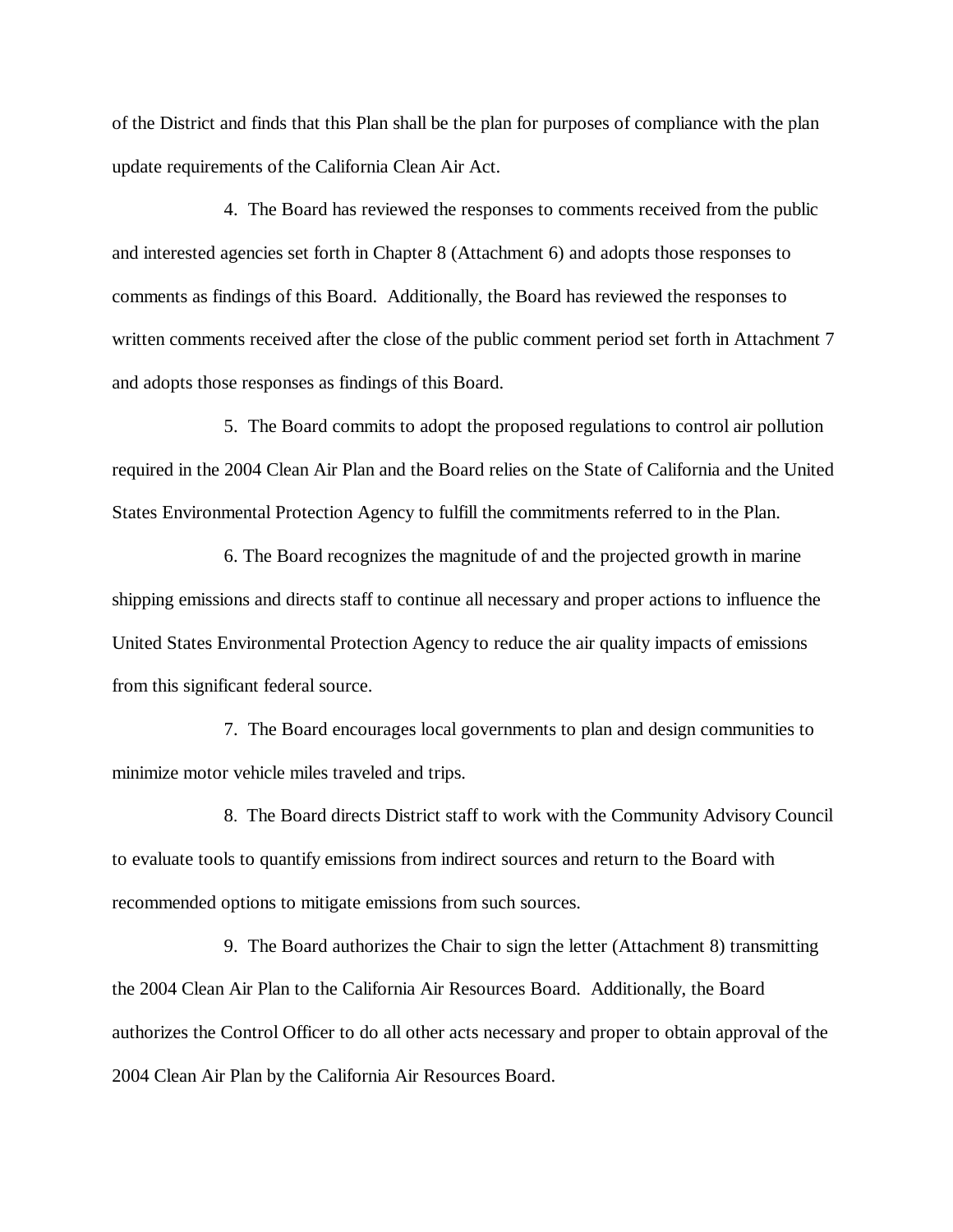of the District and finds that this Plan shall be the plan for purposes of compliance with the plan update requirements of the California Clean Air Act.

4. The Board has reviewed the responses to comments received from the public and interested agencies set forth in Chapter 8 (Attachment 6) and adopts those responses to comments as findings of this Board. Additionally, the Board has reviewed the responses to written comments received after the close of the public comment period set forth in Attachment 7 and adopts those responses as findings of this Board.

5. The Board commits to adopt the proposed regulations to control air pollution required in the 2004 Clean Air Plan and the Board relies on the State of California and the United States Environmental Protection Agency to fulfill the commitments referred to in the Plan.

6. The Board recognizes the magnitude of and the projected growth in marine shipping emissions and directs staff to continue all necessary and proper actions to influence the United States Environmental Protection Agency to reduce the air quality impacts of emissions from this significant federal source.

7. The Board encourages local governments to plan and design communities to minimize motor vehicle miles traveled and trips.

8. The Board directs District staff to work with the Community Advisory Council to evaluate tools to quantify emissions from indirect sources and return to the Board with recommended options to mitigate emissions from such sources.

9. The Board authorizes the Chair to sign the letter (Attachment 8) transmitting the 2004 Clean Air Plan to the California Air Resources Board. Additionally, the Board authorizes the Control Officer to do all other acts necessary and proper to obtain approval of the 2004 Clean Air Plan by the California Air Resources Board.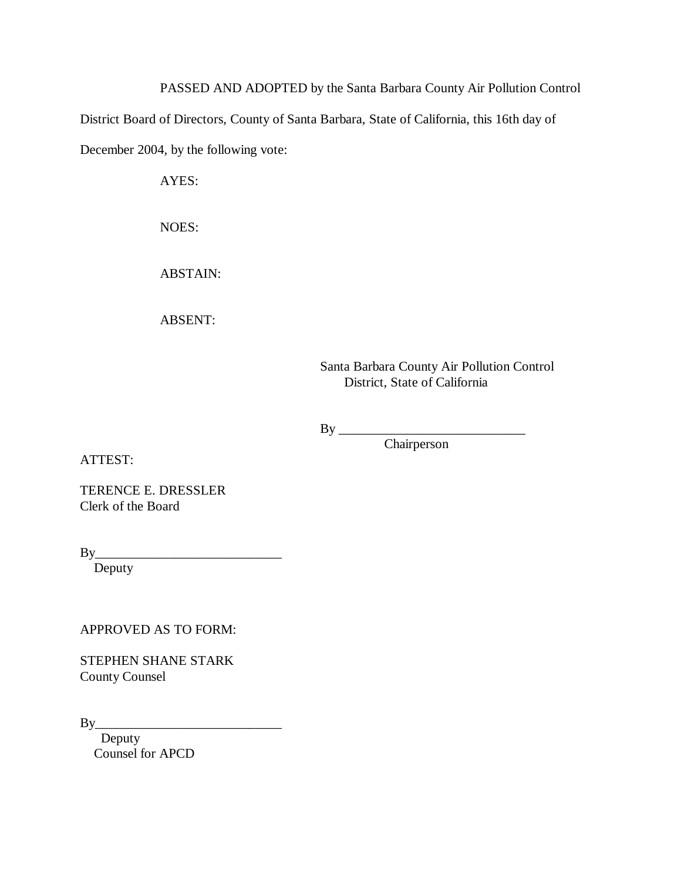PASSED AND ADOPTED by the Santa Barbara County Air Pollution Control District Board of Directors, County of Santa Barbara, State of California, this 16th day of December 2004, by the following vote:

AYES:

NOES:

ABSTAIN:

ABSENT:

Santa Barbara County Air Pollution Control
District, State of California

By ____________________________
Chairperson

ATTEST:

TERENCE E. DRESSLER
Clerk of the Board

By____________________________
Deputy

APPROVED AS TO FORM:

STEPHEN SHANE STARK
County Counsel

By____________________________
Deputy
Counsel for APCD